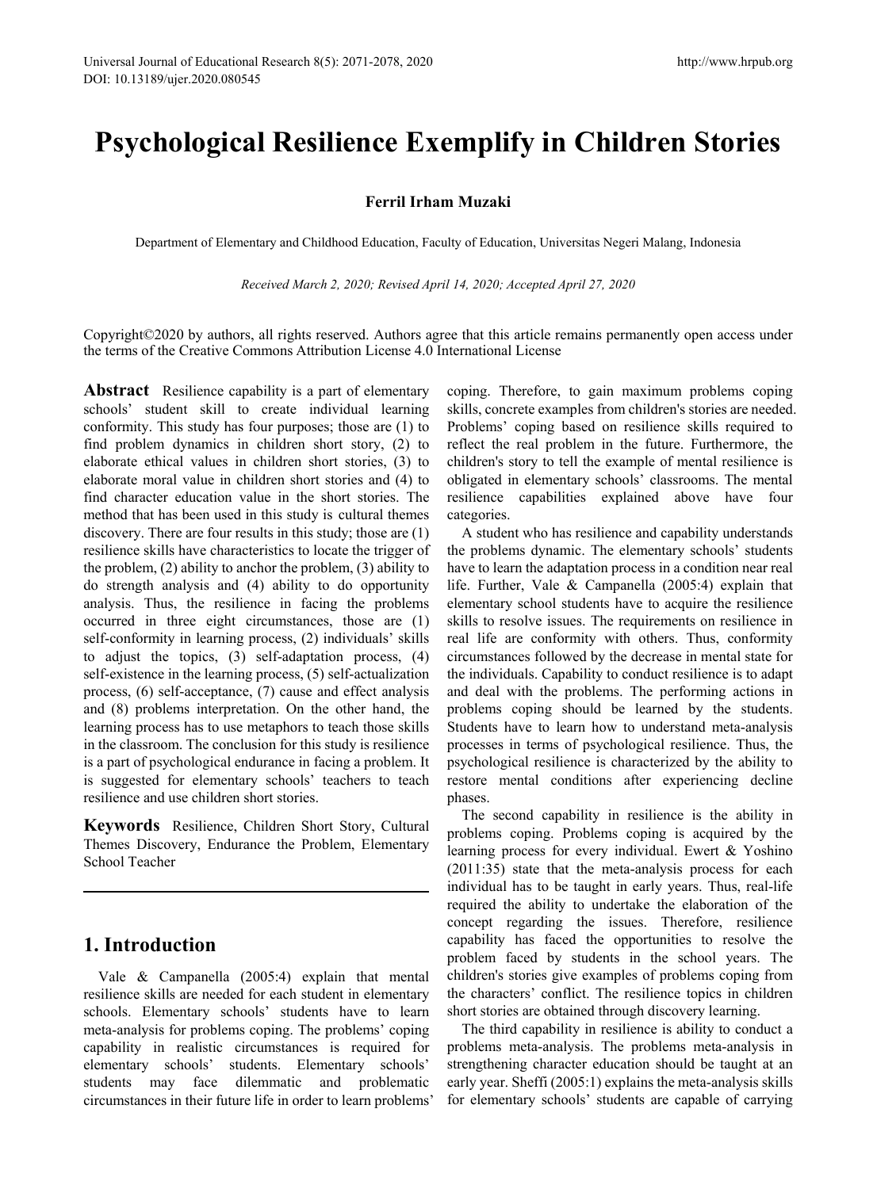# Psychological Resilience Exemplify in Children Stories

**Ferril Irham Muzaki**

Department of Elementary and Childhood Education, Faculty of Education, Universitas Negeri Malang, Indonesia

*Received March 2, 2020; Revised April 14, 2020; Accepted April 27, 2020*

Copyright©2020 by authors, all rights reserved. Authors agree that this article remains permanently open access under the terms of the Creative Commons Attribution License 4.0 International License

**Abstract** Resilience capability is a part of elementary schools' student skill to create individual learning conformity. This study has four purposes; those are (1) to find problem dynamics in children short story, (2) to elaborate ethical values in children short stories, (3) to elaborate moral value in children short stories and (4) to find character education value in the short stories. The method that has been used in this study is cultural themes discovery. There are four results in this study; those are (1) resilience skills have characteristics to locate the trigger of the problem, (2) ability to anchor the problem, (3) ability to do strength analysis and (4) ability to do opportunity analysis. Thus, the resilience in facing the problems occurred in three eight circumstances, those are (1) self-conformity in learning process, (2) individuals' skills to adjust the topics, (3) self-adaptation process, (4) self-existence in the learning process, (5) self-actualization process, (6) self-acceptance, (7) cause and effect analysis and (8) problems interpretation. On the other hand, the learning process has to use metaphors to teach those skills in the classroom. The conclusion for this study is resilience is a part of psychological endurance in facing a problem. It is suggested for elementary schools' teachers to teach resilience and use children short stories.

**Keywords** Resilience, Children Short Story, Cultural Themes Discovery, Endurance the Problem, Elementary School Teacher

## 1. Introduction

Vale & Campanella (2005:4) explain that mental resilience skills are needed for each student in elementary schools. Elementary schools' students have to learn meta-analysis for problems coping. The problems' coping capability in realistic circumstances is required for elementary schools' students. Elementary schools' students may face dilemmatic and problematic circumstances in their future life in order to learn problems' coping. Therefore, to gain maximum problems coping skills, concrete examples from children's stories are needed. Problems' coping based on resilience skills required to reflect the real problem in the future. Furthermore, the children's story to tell the example of mental resilience is obligated in elementary schools' classrooms. The mental resilience capabilities explained above have four categories.

A student who has resilience and capability understands the problems dynamic. The elementary schools' students have to learn the adaptation process in a condition near real life. Further, Vale & Campanella (2005:4) explain that elementary school students have to acquire the resilience skills to resolve issues. The requirements on resilience in real life are conformity with others. Thus, conformity circumstances followed by the decrease in mental state for the individuals. Capability to conduct resilience is to adapt and deal with the problems. The performing actions in problems coping should be learned by the students. Students have to learn how to understand meta-analysis processes in terms of psychological resilience. Thus, the psychological resilience is characterized by the ability to restore mental conditions after experiencing decline phases.

The second capability in resilience is the ability in problems coping. Problems coping is acquired by the learning process for every individual. Ewert & Yoshino (2011:35) state that the meta-analysis process for each individual has to be taught in early years. Thus, real-life required the ability to undertake the elaboration of the concept regarding the issues. Therefore, resilience capability has faced the opportunities to resolve the problem faced by students in the school years. The children's stories give examples of problems coping from the characters' conflict. The resilience topics in children short stories are obtained through discovery learning.

The third capability in resilience is ability to conduct a problems meta-analysis. The problems meta-analysis in strengthening character education should be taught at an early year. Sheffi (2005:1) explains the meta-analysis skills for elementary schools' students are capable of carrying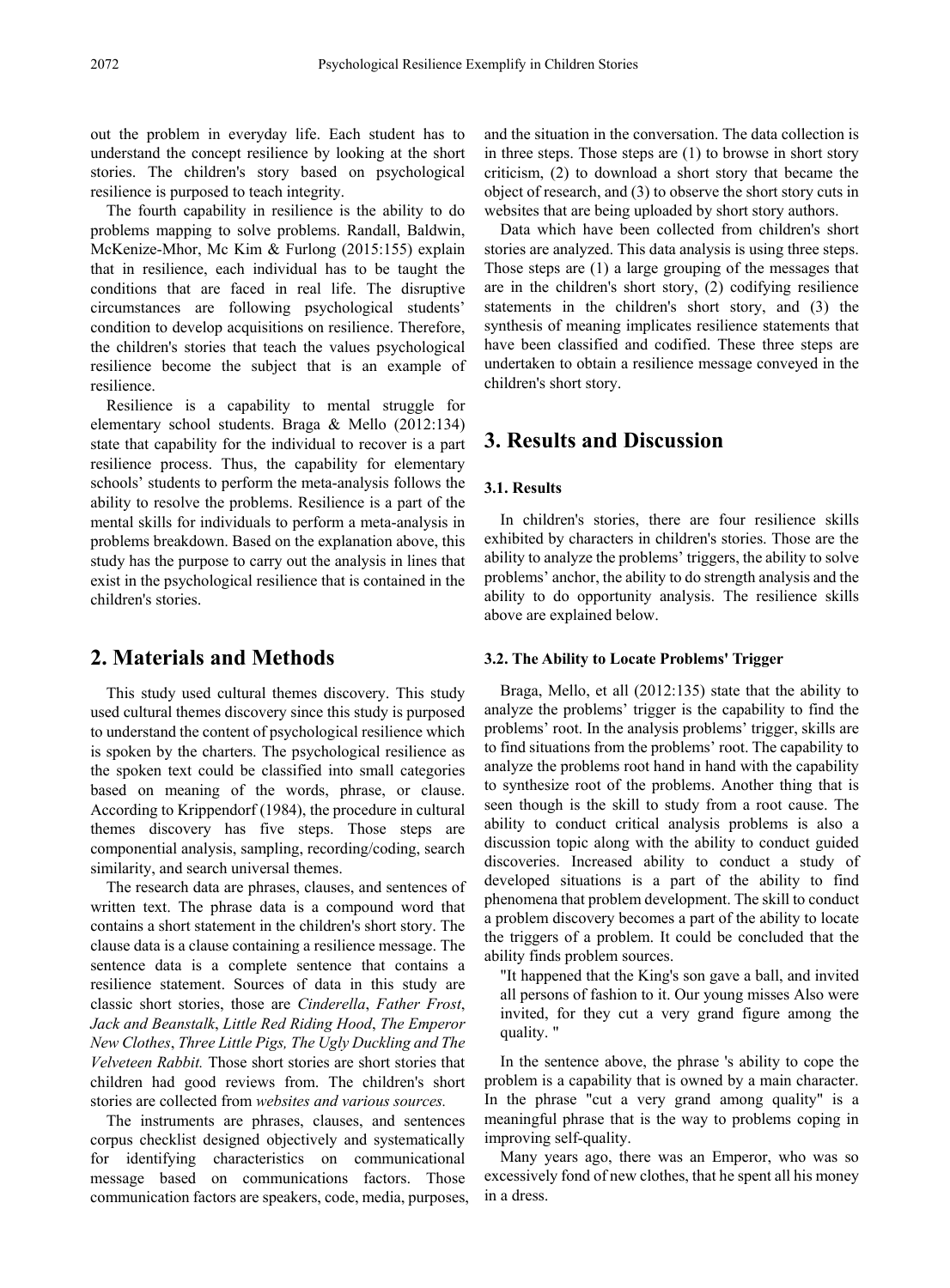out the problem in everyday life. Each student has to understand the concept resilience by looking at the short stories. The children's story based on psychological resilience is purposed to teach integrity.

The fourth capability in resilience is the ability to do problems mapping to solve problems. Randall, Baldwin, McKenize-Mhor, Mc Kim & Furlong (2015:155) explain that in resilience, each individual has to be taught the conditions that are faced in real life. The disruptive circumstances are following psychological students' condition to develop acquisitions on resilience. Therefore, the children's stories that teach the values psychological resilience become the subject that is an example of resilience.

Resilience is a capability to mental struggle for elementary school students. Braga & Mello (2012:134) state that capability for the individual to recover is a part resilience process. Thus, the capability for elementary schools' students to perform the meta-analysis follows the ability to resolve the problems. Resilience is a part of the mental skills for individuals to perform a meta-analysis in problems breakdown. Based on the explanation above, this study has the purpose to carry out the analysis in lines that exist in the psychological resilience that is contained in the children's stories.

## 2. Materials and Methods

This study used cultural themes discovery. This study used cultural themes discovery since this study is purposed to understand the content of psychological resilience which is spoken by the charters. The psychological resilience as the spoken text could be classified into small categories based on meaning of the words, phrase, or clause. According to Krippendorf (1984), the procedure in cultural themes discovery has five steps. Those steps are componential analysis, sampling, recording/coding, search similarity, and search universal themes.

The research data are phrases, clauses, and sentences of written text. The phrase data is a compound word that contains a short statement in the children's short story. The clause data is a clause containing a resilience message. The sentence data is a complete sentence that contains a resilience statement. Sources of data in this study are classic short stories, those are *Cinderella*, *Father Frost*, *Jack and Beanstalk*, *Little Red Riding Hood*, *The Emperor New Clothes*, *Three Little Pigs, The Ugly Duckling and The Velveteen Rabbit.* Those short stories are short stories that children had good reviews from. The children's short stories are collected from *websites and various sources.*

The instruments are phrases, clauses, and sentences corpus checklist designed objectively and systematically for identifying characteristics on communicational message based on communications factors. Those communication factors are speakers, code, media, purposes, and the situation in the conversation. The data collection is in three steps. Those steps are (1) to browse in short story criticism, (2) to download a short story that became the object of research, and (3) to observe the short story cuts in websites that are being uploaded by short story authors.

Data which have been collected from children's short stories are analyzed. This data analysis is using three steps. Those steps are (1) a large grouping of the messages that are in the children's short story, (2) codifying resilience statements in the children's short story, and (3) the synthesis of meaning implicates resilience statements that have been classified and codified. These three steps are undertaken to obtain a resilience message conveyed in the children's short story.

## 3. Results and Discussion

### 3.1. Results

In children's stories, there are four resilience skills exhibited by characters in children's stories. Those are the ability to analyze the problems' triggers, the ability to solve problems' anchor, the ability to do strength analysis and the ability to do opportunity analysis. The resilience skills above are explained below.

### 3.2. The Ability to Locate Problems' Trigger

Braga, Mello, et all (2012:135) state that the ability to analyze the problems' trigger is the capability to find the problems' root. In the analysis problems' trigger, skills are to find situations from the problems' root. The capability to analyze the problems root hand in hand with the capability to synthesize root of the problems. Another thing that is seen though is the skill to study from a root cause. The ability to conduct critical analysis problems is also a discussion topic along with the ability to conduct guided discoveries. Increased ability to conduct a study of developed situations is a part of the ability to find phenomena that problem development. The skill to conduct a problem discovery becomes a part of the ability to locate the triggers of a problem. It could be concluded that the ability finds problem sources.

> "It happened that the King's son gave a ball, and invited all persons of fashion to it. Our young misses Also were invited, for they cut a very grand figure among the quality. "

In the sentence above, the phrase 's ability to cope the problem is a capability that is owned by a main character. In the phrase "cut a very grand among quality" is a meaningful phrase that is the way to problems coping in improving self-quality.

Many years ago, there was an Emperor, who was so excessively fond of new clothes, that he spent all his money in a dress.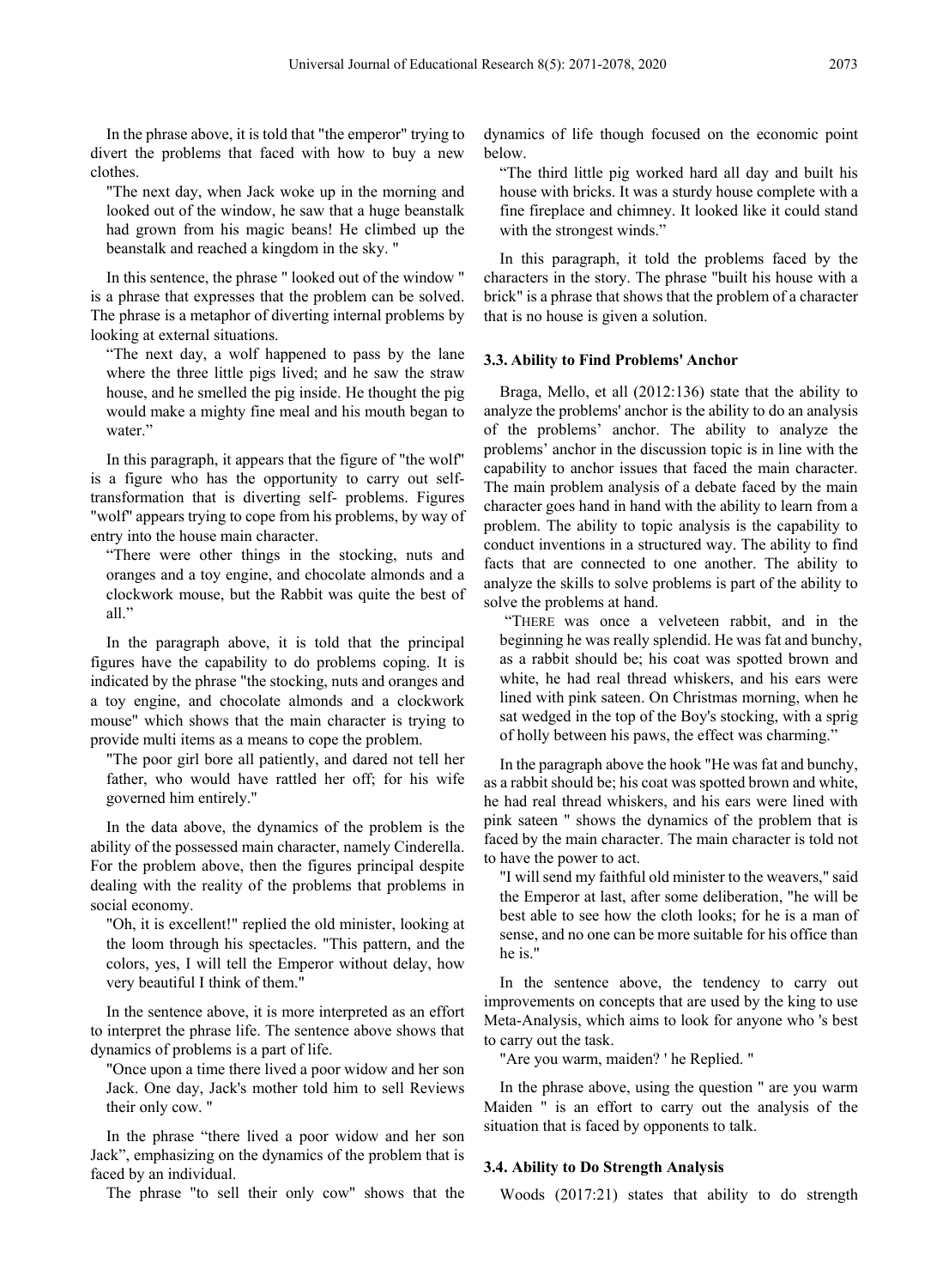In the phrase above, it is told that "the emperor" trying to divert the problems that faced with how to buy a new clothes.

"The next day, when Jack woke up in the morning and looked out of the window, he saw that a huge beanstalk had grown from his magic beans! He climbed up the beanstalk and reached a kingdom in the sky. "

In this sentence, the phrase " looked out of the window " is a phrase that expresses that the problem can be solved. The phrase is a metaphor of diverting internal problems by looking at external situations.

"The next day, a wolf happened to pass by the lane where the three little pigs lived; and he saw the straw house, and he smelled the pig inside. He thought the pig would make a mighty fine meal and his mouth began to water."

In this paragraph, it appears that the figure of "the wolf" is a figure who has the opportunity to carry out self-transformation that is diverting self- problems. Figures "wolf" appears trying to cope from his problems, by way of entry into the house main character.

"There were other things in the stocking, nuts and oranges and a toy engine, and chocolate almonds and a clockwork mouse, but the Rabbit was quite the best of all."

In the paragraph above, it is told that the principal figures have the capability to do problems coping. It is indicated by the phrase "the stocking, nuts and oranges and a toy engine, and chocolate almonds and a clockwork mouse" which shows that the main character is trying to provide multi items as a means to cope the problem.

"The poor girl bore all patiently, and dared not tell her father, who would have rattled her off; for his wife governed him entirely."

In the data above, the dynamics of the problem is the ability of the possessed main character, namely Cinderella. For the problem above, then the figures principal despite dealing with the reality of the problems that problems in social economy.

"Oh, it is excellent!" replied the old minister, looking at the loom through his spectacles. "This pattern, and the colors, yes, I will tell the Emperor without delay, how very beautiful I think of them."

In the sentence above, it is more interpreted as an effort to interpret the phrase life. The sentence above shows that dynamics of problems is a part of life.

"Once upon a time there lived a poor widow and her son Jack. One day, Jack's mother told him to sell Reviews their only cow. "

In the phrase "there lived a poor widow and her son Jack", emphasizing on the dynamics of the problem that is faced by an individual.

The phrase "to sell their only cow" shows that the dynamics of life though focused on the economic point below.

"The third little pig worked hard all day and built his house with bricks. It was a sturdy house complete with a fine fireplace and chimney. It looked like it could stand with the strongest winds."

In this paragraph, it told the problems faced by the characters in the story. The phrase "built his house with a brick" is a phrase that shows that the problem of a character that is no house is given a solution.

### 3.3. Ability to Find Problems' Anchor

Braga, Mello, et all (2012:136) state that the ability to analyze the problems' anchor is the ability to do an analysis of the problems' anchor. The ability to analyze the problems' anchor in the discussion topic is in line with the capability to anchor issues that faced the main character. The main problem analysis of a debate faced by the main character goes hand in hand with the ability to learn from a problem. The ability to topic analysis is the capability to conduct inventions in a structured way. The ability to find facts that are connected to one another. The ability to analyze the skills to solve problems is part of the ability to solve the problems at hand.

"THERE was once a velveteen rabbit, and in the beginning he was really splendid. He was fat and bunchy, as a rabbit should be; his coat was spotted brown and white, he had real thread whiskers, and his ears were lined with pink sateen. On Christmas morning, when he sat wedged in the top of the Boy's stocking, with a sprig of holly between his paws, the effect was charming."

In the paragraph above the hook "He was fat and bunchy, as a rabbit should be; his coat was spotted brown and white, he had real thread whiskers, and his ears were lined with pink sateen " shows the dynamics of the problem that is faced by the main character. The main character is told not to have the power to act.

"I will send my faithful old minister to the weavers," said the Emperor at last, after some deliberation, "he will be best able to see how the cloth looks; for he is a man of sense, and no one can be more suitable for his office than he is."

In the sentence above, the tendency to carry out improvements on concepts that are used by the king to use Meta-Analysis, which aims to look for anyone who 's best to carry out the task.

"Are you warm, maiden? ' he Replied. "

In the phrase above, using the question " are you warm Maiden " is an effort to carry out the analysis of the situation that is faced by opponents to talk.

### 3.4. Ability to Do Strength Analysis

Woods (2017:21) states that ability to do strength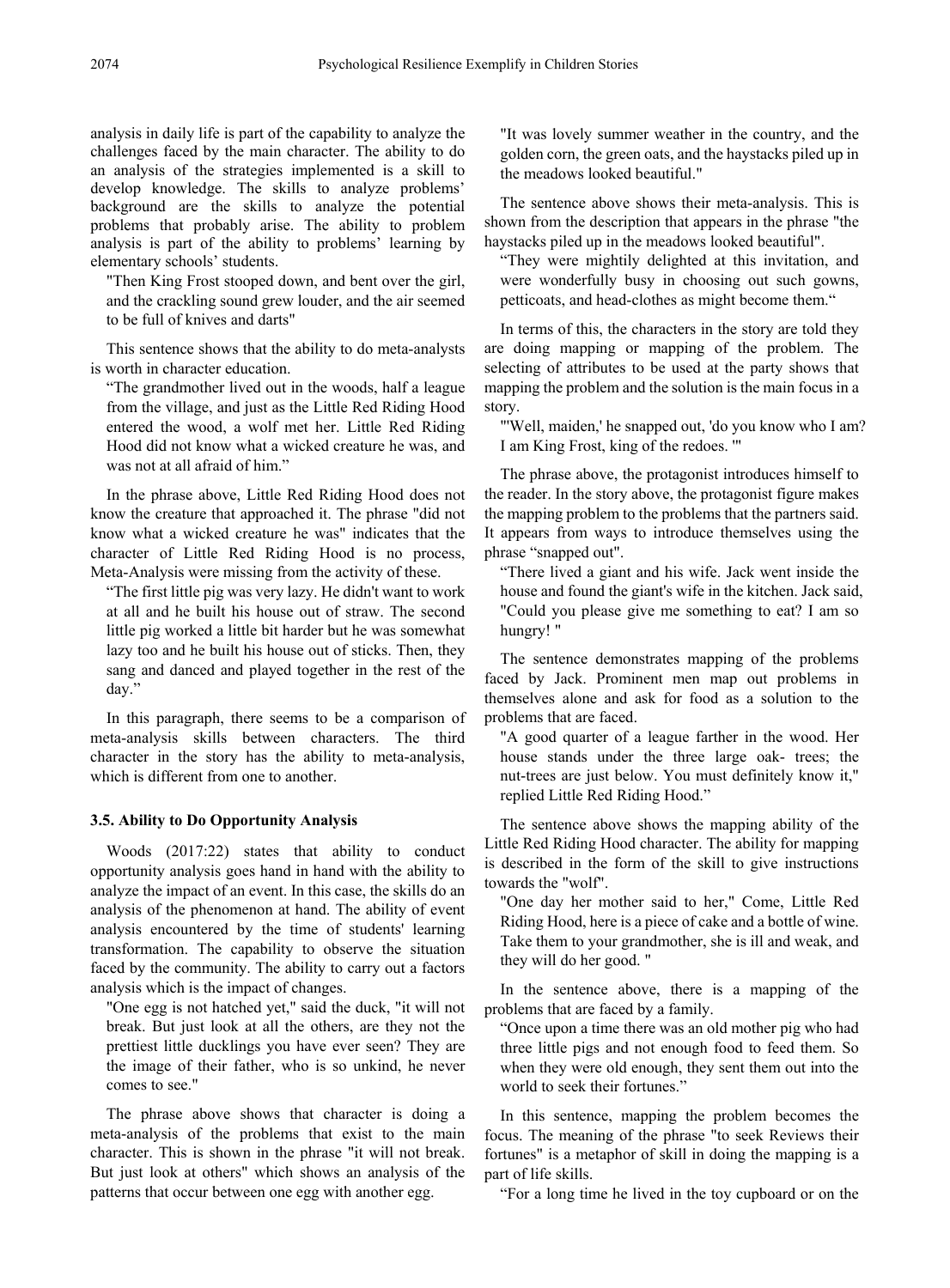analysis in daily life is part of the capability to analyze the challenges faced by the main character. The ability to do an analysis of the strategies implemented is a skill to develop knowledge. The skills to analyze problems' background are the skills to analyze the potential problems that probably arise. The ability to problem analysis is part of the ability to problems' learning by elementary schools' students.

> "Then King Frost stooped down, and bent over the girl, and the crackling sound grew louder, and the air seemed to be full of knives and darts"

This sentence shows that the ability to do meta-analysts is worth in character education.

> "The grandmother lived out in the woods, half a league from the village, and just as the Little Red Riding Hood entered the wood, a wolf met her. Little Red Riding Hood did not know what a wicked creature he was, and was not at all afraid of him."

In the phrase above, Little Red Riding Hood does not know the creature that approached it. The phrase "did not know what a wicked creature he was" indicates that the character of Little Red Riding Hood is no process, Meta-Analysis were missing from the activity of these.

> "The first little pig was very lazy. He didn't want to work at all and he built his house out of straw. The second little pig worked a little bit harder but he was somewhat lazy too and he built his house out of sticks. Then, they sang and danced and played together in the rest of the day."

In this paragraph, there seems to be a comparison of meta-analysis skills between characters. The third character in the story has the ability to meta-analysis, which is different from one to another.

### 3.5. Ability to Do Opportunity Analysis

Woods (2017:22) states that ability to conduct opportunity analysis goes hand in hand with the ability to analyze the impact of an event. In this case, the skills do an analysis of the phenomenon at hand. The ability of event analysis encountered by the time of students' learning transformation. The capability to observe the situation faced by the community. The ability to carry out a factors analysis which is the impact of changes.

> "One egg is not hatched yet," said the duck, "it will not break. But just look at all the others, are they not the prettiest little ducklings you have ever seen? They are the image of their father, who is so unkind, he never comes to see."

The phrase above shows that character is doing a meta-analysis of the problems that exist to the main character. This is shown in the phrase "it will not break. But just look at others" which shows an analysis of the patterns that occur between one egg with another egg.

> "It was lovely summer weather in the country, and the golden corn, the green oats, and the haystacks piled up in the meadows looked beautiful."

The sentence above shows their meta-analysis. This is shown from the description that appears in the phrase "the haystacks piled up in the meadows looked beautiful".

> "They were mightily delighted at this invitation, and were wonderfully busy in choosing out such gowns, petticoats, and head-clothes as might become them."

In terms of this, the characters in the story are told they are doing mapping or mapping of the problem. The selecting of attributes to be used at the party shows that mapping the problem and the solution is the main focus in a story.

> "'Well, maiden,' he snapped out, 'do you know who I am? I am King Frost, king of the redoes. '"

The phrase above, the protagonist introduces himself to the reader. In the story above, the protagonist figure makes the mapping problem to the problems that the partners said. It appears from ways to introduce themselves using the phrase "snapped out".

> "There lived a giant and his wife. Jack went inside the house and found the giant's wife in the kitchen. Jack said, "Could you please give me something to eat? I am so hungry! "

The sentence demonstrates mapping of the problems faced by Jack. Prominent men map out problems in themselves alone and ask for food as a solution to the problems that are faced.

> "A good quarter of a league farther in the wood. Her house stands under the three large oak- trees; the nut-trees are just below. You must definitely know it," replied Little Red Riding Hood."

The sentence above shows the mapping ability of the Little Red Riding Hood character. The ability for mapping is described in the form of the skill to give instructions towards the "wolf".

> "One day her mother said to her," Come, Little Red Riding Hood, here is a piece of cake and a bottle of wine. Take them to your grandmother, she is ill and weak, and they will do her good. "

In the sentence above, there is a mapping of the problems that are faced by a family.

> "Once upon a time there was an old mother pig who had three little pigs and not enough food to feed them. So when they were old enough, they sent them out into the world to seek their fortunes."

In this sentence, mapping the problem becomes the focus. The meaning of the phrase "to seek Reviews their fortunes" is a metaphor of skill in doing the mapping is a part of life skills.

> "For a long time he lived in the toy cupboard or on the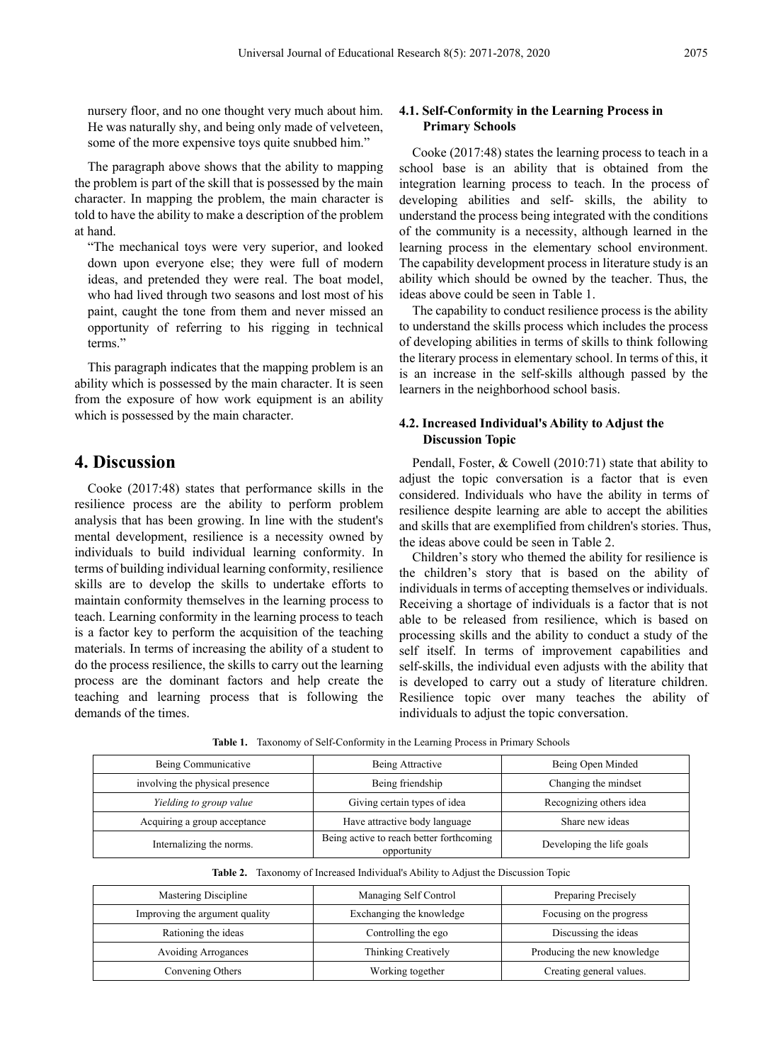nursery floor, and no one thought very much about him. He was naturally shy, and being only made of velveteen, some of the more expensive toys quite snubbed him."

The paragraph above shows that the ability to mapping the problem is part of the skill that is possessed by the main character. In mapping the problem, the main character is told to have the ability to make a description of the problem at hand.

"The mechanical toys were very superior, and looked down upon everyone else; they were full of modern ideas, and pretended they were real. The boat model, who had lived through two seasons and lost most of his paint, caught the tone from them and never missed an opportunity of referring to his rigging in technical terms."

This paragraph indicates that the mapping problem is an ability which is possessed by the main character. It is seen from the exposure of how work equipment is an ability which is possessed by the main character.

# 4. Discussion

Cooke (2017:48) states that performance skills in the resilience process are the ability to perform problem analysis that has been growing. In line with the student's mental development, resilience is a necessity owned by individuals to build individual learning conformity. In terms of building individual learning conformity, resilience skills are to develop the skills to undertake efforts to maintain conformity themselves in the learning process to teach. Learning conformity in the learning process to teach is a factor key to perform the acquisition of the teaching materials. In terms of increasing the ability of a student to do the process resilience, the skills to carry out the learning process are the dominant factors and help create the teaching and learning process that is following the demands of the times.

## 4.1. Self-Conformity in the Learning Process in Primary Schools

Cooke (2017:48) states the learning process to teach in a school base is an ability that is obtained from the integration learning process to teach. In the process of developing abilities and self- skills, the ability to understand the process being integrated with the conditions of the community is a necessity, although learned in the learning process in the elementary school environment. The capability development process in literature study is an ability which should be owned by the teacher. Thus, the ideas above could be seen in Table 1.

The capability to conduct resilience process is the ability to understand the skills process which includes the process of developing abilities in terms of skills to think following the literary process in elementary school. In terms of this, it is an increase in the self-skills although passed by the learners in the neighborhood school basis.

## 4.2. Increased Individual's Ability to Adjust the Discussion Topic

Pendall, Foster, & Cowell (2010:71) state that ability to adjust the topic conversation is a factor that is even considered. Individuals who have the ability in terms of resilience despite learning are able to accept the abilities and skills that are exemplified from children's stories. Thus, the ideas above could be seen in Table 2.

Children's story who themed the ability for resilience is the children's story that is based on the ability of individuals in terms of accepting themselves or individuals. Receiving a shortage of individuals is a factor that is not able to be released from resilience, which is based on processing skills and the ability to conduct a study of the self itself. In terms of improvement capabilities and self-skills, the individual even adjusts with the ability that is developed to carry out a study of literature children. Resilience topic over many teaches the ability of individuals to adjust the topic conversation.

**Table 1.** Taxonomy of Self-Conformity in the Learning Process in Primary Schools

| Being Communicative | Being Attractive | Being Open Minded |
|---|---|---|
| involving the physical presence | Being friendship | Changing the mindset |
| *Yielding to group value* | Giving certain types of idea | Recognizing others idea |
| Acquiring a group acceptance | Have attractive body language | Share new ideas |
| Internalizing the norms. | Being active to reach better forthcoming opportunity | Developing the life goals |

**Table 2.** Taxonomy of Increased Individual's Ability to Adjust the Discussion Topic

| Mastering Discipline | Managing Self Control | Preparing Precisely |
|---|---|---|
| Improving the argument quality | Exchanging the knowledge | Focusing on the progress |
| Rationing the ideas | Controlling the ego | Discussing the ideas |
| Avoiding Arrogances | Thinking Creatively | Producing the new knowledge |
| Convening Others | Working together | Creating general values. |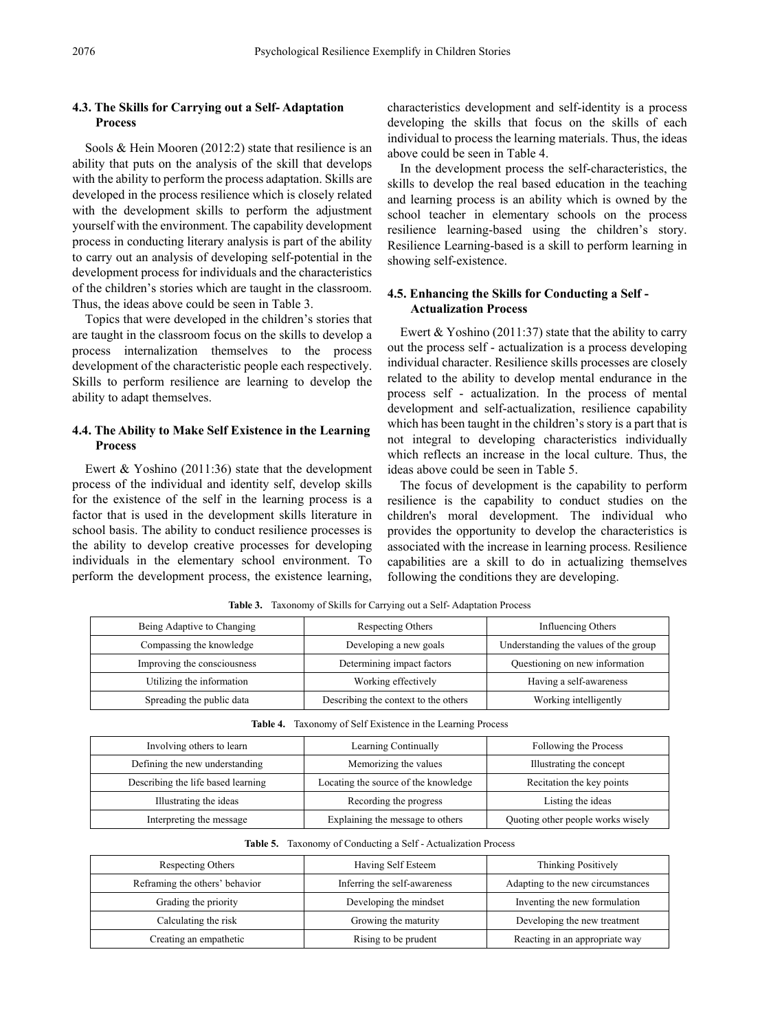### 4.3. The Skills for Carrying out a Self- Adaptation Process

Sools & Hein Mooren (2012:2) state that resilience is an ability that puts on the analysis of the skill that develops with the ability to perform the process adaptation. Skills are developed in the process resilience which is closely related with the development skills to perform the adjustment yourself with the environment. The capability development process in conducting literary analysis is part of the ability to carry out an analysis of developing self-potential in the development process for individuals and the characteristics of the children's stories which are taught in the classroom. Thus, the ideas above could be seen in Table 3.

Topics that were developed in the children's stories that are taught in the classroom focus on the skills to develop a process internalization themselves to the process development of the characteristic people each respectively. Skills to perform resilience are learning to develop the ability to adapt themselves.

### 4.4. The Ability to Make Self Existence in the Learning Process

Ewert & Yoshino (2011:36) state that the development process of the individual and identity self, develop skills for the existence of the self in the learning process is a factor that is used in the development skills literature in school basis. The ability to conduct resilience processes is the ability to develop creative processes for developing individuals in the elementary school environment. To perform the development process, the existence learning, characteristics development and self-identity is a process developing the skills that focus on the skills of each individual to process the learning materials. Thus, the ideas above could be seen in Table 4.

In the development process the self-characteristics, the skills to develop the real based education in the teaching and learning process is an ability which is owned by the school teacher in elementary schools on the process resilience learning-based using the children's story. Resilience Learning-based is a skill to perform learning in showing self-existence.

### 4.5. Enhancing the Skills for Conducting a Self - Actualization Process

Ewert & Yoshino (2011:37) state that the ability to carry out the process self - actualization is a process developing individual character. Resilience skills processes are closely related to the ability to develop mental endurance in the process self - actualization. In the process of mental development and self-actualization, resilience capability which has been taught in the children's story is a part that is not integral to developing characteristics individually which reflects an increase in the local culture. Thus, the ideas above could be seen in Table 5.

The focus of development is the capability to perform resilience is the capability to conduct studies on the children's moral development. The individual who provides the opportunity to develop the characteristics is associated with the increase in learning process. Resilience capabilities are a skill to do in actualizing themselves following the conditions they are developing.

**Table 3.** Taxonomy of Skills for Carrying out a Self- Adaptation Process

| Being Adaptive to Changing | Respecting Others | Influencing Others |
|---|---|---|
| Compassing the knowledge | Developing a new goals | Understanding the values of the group |
| Improving the consciousness | Determining impact factors | Questioning on new information |
| Utilizing the information | Working effectively | Having a self-awareness |
| Spreading the public data | Describing the context to the others | Working intelligently |

**Table 4.** Taxonomy of Self Existence in the Learning Process

| Involving others to learn | Learning Continually | Following the Process |
|---|---|---|
| Defining the new understanding | Memorizing the values | Illustrating the concept |
| Describing the life based learning | Locating the source of the knowledge | Recitation the key points |
| Illustrating the ideas | Recording the progress | Listing the ideas |
| Interpreting the message | Explaining the message to others | Quoting other people works wisely |

**Table 5.** Taxonomy of Conducting a Self - Actualization Process

| Respecting Others | Having Self Esteem | Thinking Positively |
|---|---|---|
| Reframing the others' behavior | Inferring the self-awareness | Adapting to the new circumstances |
| Grading the priority | Developing the mindset | Inventing the new formulation |
| Calculating the risk | Growing the maturity | Developing the new treatment |
| Creating an empathetic | Rising to be prudent | Reacting in an appropriate way |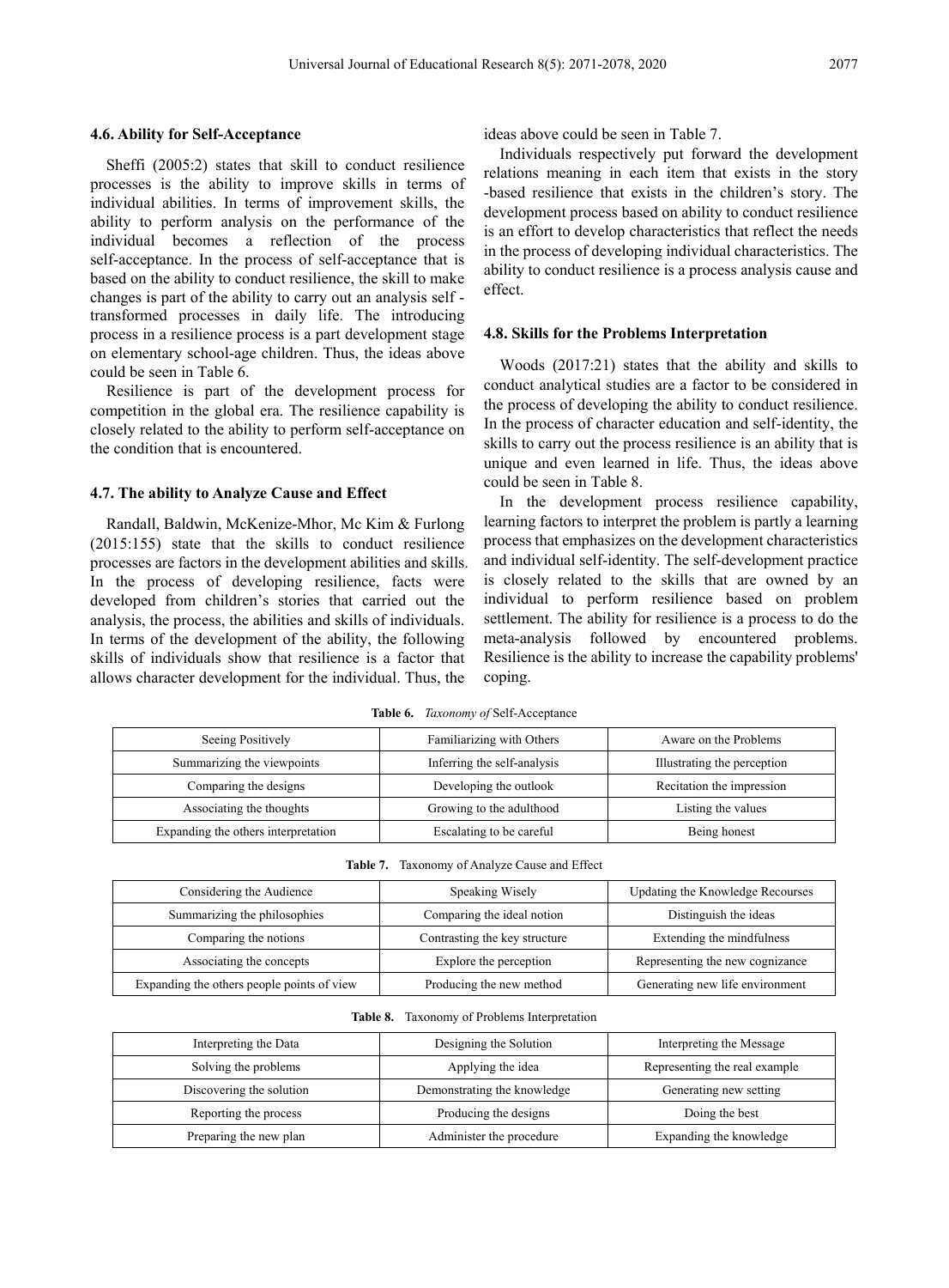### 4.6. Ability for Self-Acceptance

Sheffi (2005:2) states that skill to conduct resilience processes is the ability to improve skills in terms of individual abilities. In terms of improvement skills, the ability to perform analysis on the performance of the individual becomes a reflection of the process self-acceptance. In the process of self-acceptance that is based on the ability to conduct resilience, the skill to make changes is part of the ability to carry out an analysis self - transformed processes in daily life. The introducing process in a resilience process is a part development stage on elementary school-age children. Thus, the ideas above could be seen in Table 6.

Resilience is part of the development process for competition in the global era. The resilience capability is closely related to the ability to perform self-acceptance on the condition that is encountered.

### 4.7. The ability to Analyze Cause and Effect

Randall, Baldwin, McKenize-Mhor, Mc Kim & Furlong (2015:155) state that the skills to conduct resilience processes are factors in the development abilities and skills. In the process of developing resilience, facts were developed from children's stories that carried out the analysis, the process, the abilities and skills of individuals. In terms of the development of the ability, the following skills of individuals show that resilience is a factor that allows character development for the individual. Thus, the ideas above could be seen in Table 7.

Individuals respectively put forward the development relations meaning in each item that exists in the story -based resilience that exists in the children's story. The development process based on ability to conduct resilience is an effort to develop characteristics that reflect the needs in the process of developing individual characteristics. The ability to conduct resilience is a process analysis cause and effect.

### 4.8. Skills for the Problems Interpretation

Woods (2017:21) states that the ability and skills to conduct analytical studies are a factor to be considered in the process of developing the ability to conduct resilience. In the process of character education and self-identity, the skills to carry out the process resilience is an ability that is unique and even learned in life. Thus, the ideas above could be seen in Table 8.

In the development process resilience capability, learning factors to interpret the problem is partly a learning process that emphasizes on the development characteristics and individual self-identity. The self-development practice is closely related to the skills that are owned by an individual to perform resilience based on problem settlement. The ability for resilience is a process to do the meta-analysis followed by encountered problems. Resilience is the ability to increase the capability problems' coping.

**Table 6.** *Taxonomy of* Self-Acceptance

| Seeing Positively | Familiarizing with Others | Aware on the Problems |
|---|---|---|
| Summarizing the viewpoints | Inferring the self-analysis | Illustrating the perception |
| Comparing the designs | Developing the outlook | Recitation the impression |
| Associating the thoughts | Growing to the adulthood | Listing the values |
| Expanding the others interpretation | Escalating to be careful | Being honest |

**Table 7.** Taxonomy of Analyze Cause and Effect

| Considering the Audience | Speaking Wisely | Updating the Knowledge Recourses |
|---|---|---|
| Summarizing the philosophies | Comparing the ideal notion | Distinguish the ideas |
| Comparing the notions | Contrasting the key structure | Extending the mindfulness |
| Associating the concepts | Explore the perception | Representing the new cognizance |
| Expanding the others people points of view | Producing the new method | Generating new life environment |

**Table 8.** Taxonomy of Problems Interpretation

| Interpreting the Data | Designing the Solution | Interpreting the Message |
|---|---|---|
| Solving the problems | Applying the idea | Representing the real example |
| Discovering the solution | Demonstrating the knowledge | Generating new setting |
| Reporting the process | Producing the designs | Doing the best |
| Preparing the new plan | Administer the procedure | Expanding the knowledge |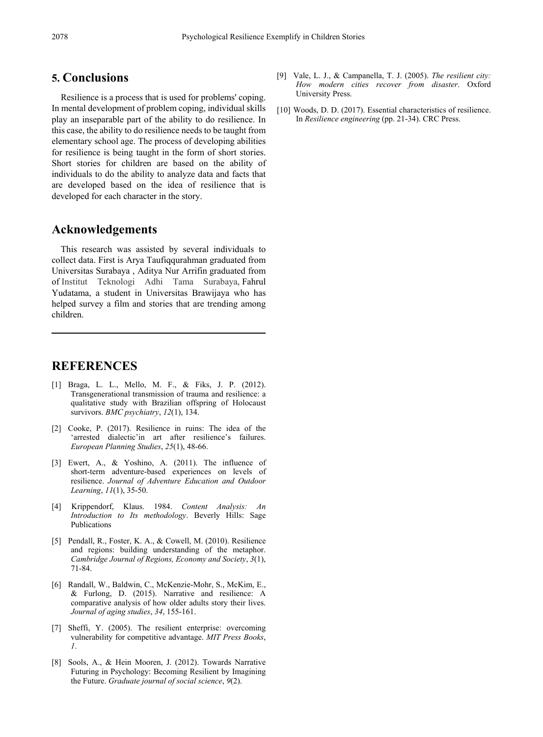## 5. Conclusions

Resilience is a process that is used for problems' coping. In mental development of problem coping, individual skills play an inseparable part of the ability to do resilience. In this case, the ability to do resilience needs to be taught from elementary school age. The process of developing abilities for resilience is being taught in the form of short stories. Short stories for children are based on the ability of individuals to do the ability to analyze data and facts that are developed based on the idea of resilience that is developed for each character in the story.

## Acknowledgements

This research was assisted by several individuals to collect data. First is Arya Taufiqqurahman graduated from Universitas Surabaya , Aditya Nur Arrifin graduated from of Institut Teknologi Adhi Tama Surabaya, Fahrul Yudatama, a student in Universitas Brawijaya who has helped survey a film and stories that are trending among children.

## REFERENCES

[1] Braga, L. L., Mello, M. F., & Fiks, J. P. (2012). Transgenerational transmission of trauma and resilience: a qualitative study with Brazilian offspring of Holocaust survivors. *BMC psychiatry*, *12*(1), 134.

[2] Cooke, P. (2017). Resilience in ruins: The idea of the 'arrested dialectic'in art after resilience's failures. *European Planning Studies*, *25*(1), 48-66.

[3] Ewert, A., & Yoshino, A. (2011). The influence of short-term adventure-based experiences on levels of resilience. *Journal of Adventure Education and Outdoor Learning*, *11*(1), 35-50.

[4] Krippendorf, Klaus. 1984. *Content Analysis: An Introduction to Its methodology*. Beverly Hills: Sage Publications

[5] Pendall, R., Foster, K. A., & Cowell, M. (2010). Resilience and regions: building understanding of the metaphor. *Cambridge Journal of Regions, Economy and Society*, *3*(1), 71-84.

[6] Randall, W., Baldwin, C., McKenzie-Mohr, S., McKim, E., & Furlong, D. (2015). Narrative and resilience: A comparative analysis of how older adults story their lives. *Journal of aging studies*, *34*, 155-161.

[7] Sheffi, Y. (2005). The resilient enterprise: overcoming vulnerability for competitive advantage. *MIT Press Books*, *1*.

[8] Sools, A., & Hein Mooren, J. (2012). Towards Narrative Futuring in Psychology: Becoming Resilient by Imagining the Future. *Graduate journal of social science*, *9*(2).

[9] Vale, L. J., & Campanella, T. J. (2005). *The resilient city: How modern cities recover from disaster*. Oxford University Press.

[10] Woods, D. D. (2017). Essential characteristics of resilience. In *Resilience engineering* (pp. 21-34). CRC Press.